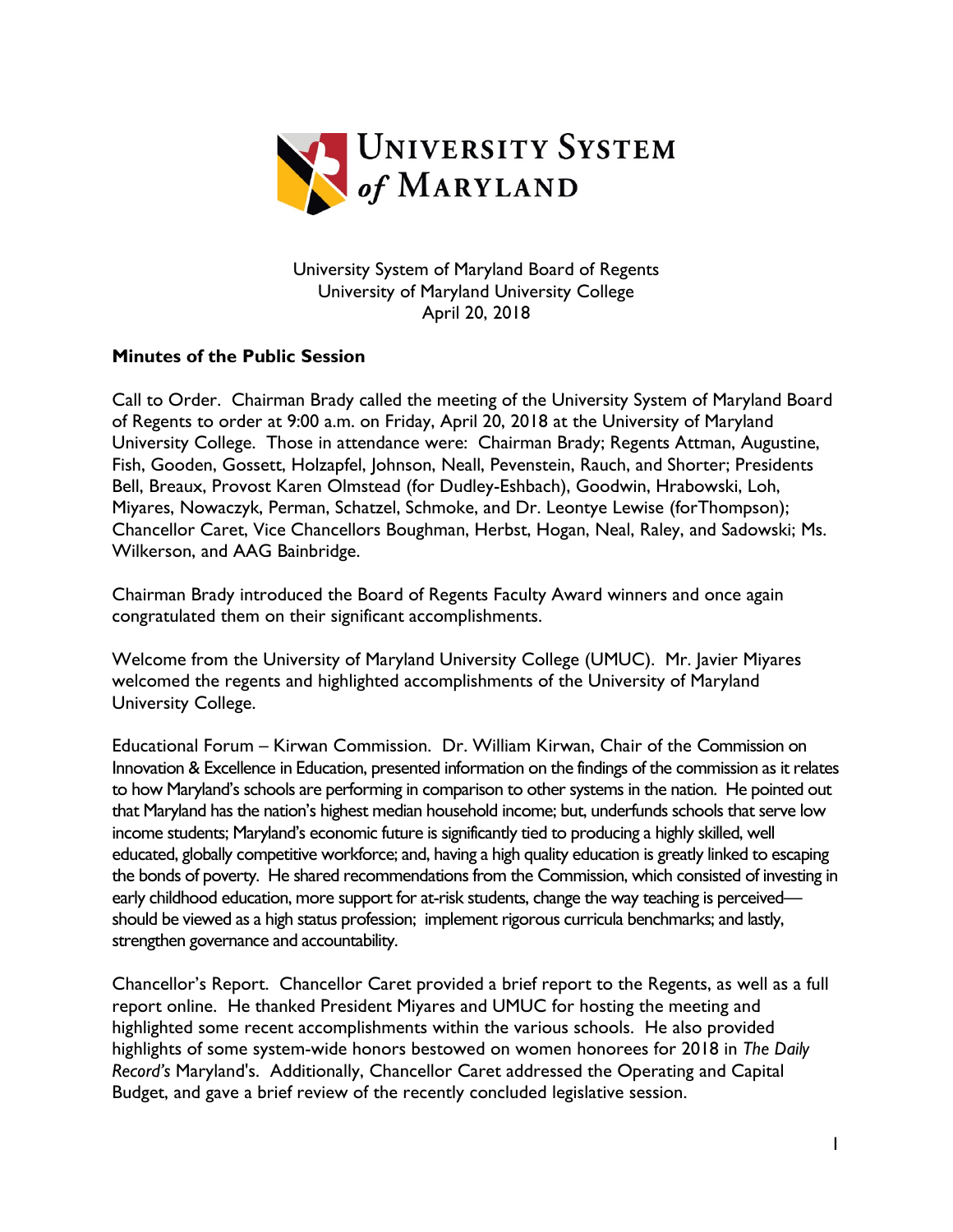University System of Maryland Board of Regents
University of Maryland University College
April 20, 2018

**Minutes of the Public Session**

Call to Order. Chairman Brady called the meeting of the University System of Maryland Board of Regents to order at 9:00 a.m. on Friday, April 20, 2018 at the University of Maryland University College. Those in attendance were: Chairman Brady; Regents Attman, Augustine, Fish, Gooden, Gossett, Holzapfel, Johnson, Neall, Pevenstein, Rauch, and Shorter; Presidents Bell, Breaux, Provost Karen Olmstead (for Dudley-Eshbach), Goodwin, Hrabowski, Loh, Miyares, Nowaczyk, Perman, Schatzel, Schmoke, and Dr. Leontye Lewise (forThompson); Chancellor Caret, Vice Chancellors Boughman, Herbst, Hogan, Neal, Raley, and Sadowski; Ms. Wilkerson, and AAG Bainbridge.

Chairman Brady introduced the Board of Regents Faculty Award winners and once again congratulated them on their significant accomplishments.

Welcome from the University of Maryland University College (UMUC). Mr. Javier Miyares welcomed the regents and highlighted accomplishments of the University of Maryland University College.

Educational Forum – Kirwan Commission. Dr. William Kirwan, Chair of the Commission on Innovation & Excellence in Education, presented information on the findings of the commission as it relates to how Maryland's schools are performing in comparison to other systems in the nation. He pointed out that Maryland has the nation's highest median household income; but, underfunds schools that serve low income students; Maryland's economic future is significantly tied to producing a highly skilled, well educated, globally competitive workforce; and, having a high quality education is greatly linked to escaping the bonds of poverty. He shared recommendations from the Commission, which consisted of investing in early childhood education, more support for at-risk students, change the way teaching is perceived—should be viewed as a high status profession; implement rigorous curricula benchmarks; and lastly, strengthen governance and accountability.

Chancellor's Report. Chancellor Caret provided a brief report to the Regents, as well as a full report online. He thanked President Miyares and UMUC for hosting the meeting and highlighted some recent accomplishments within the various schools. He also provided highlights of some system-wide honors bestowed on women honorees for 2018 in *The Daily Record's* Maryland's. Additionally, Chancellor Caret addressed the Operating and Capital Budget, and gave a brief review of the recently concluded legislative session.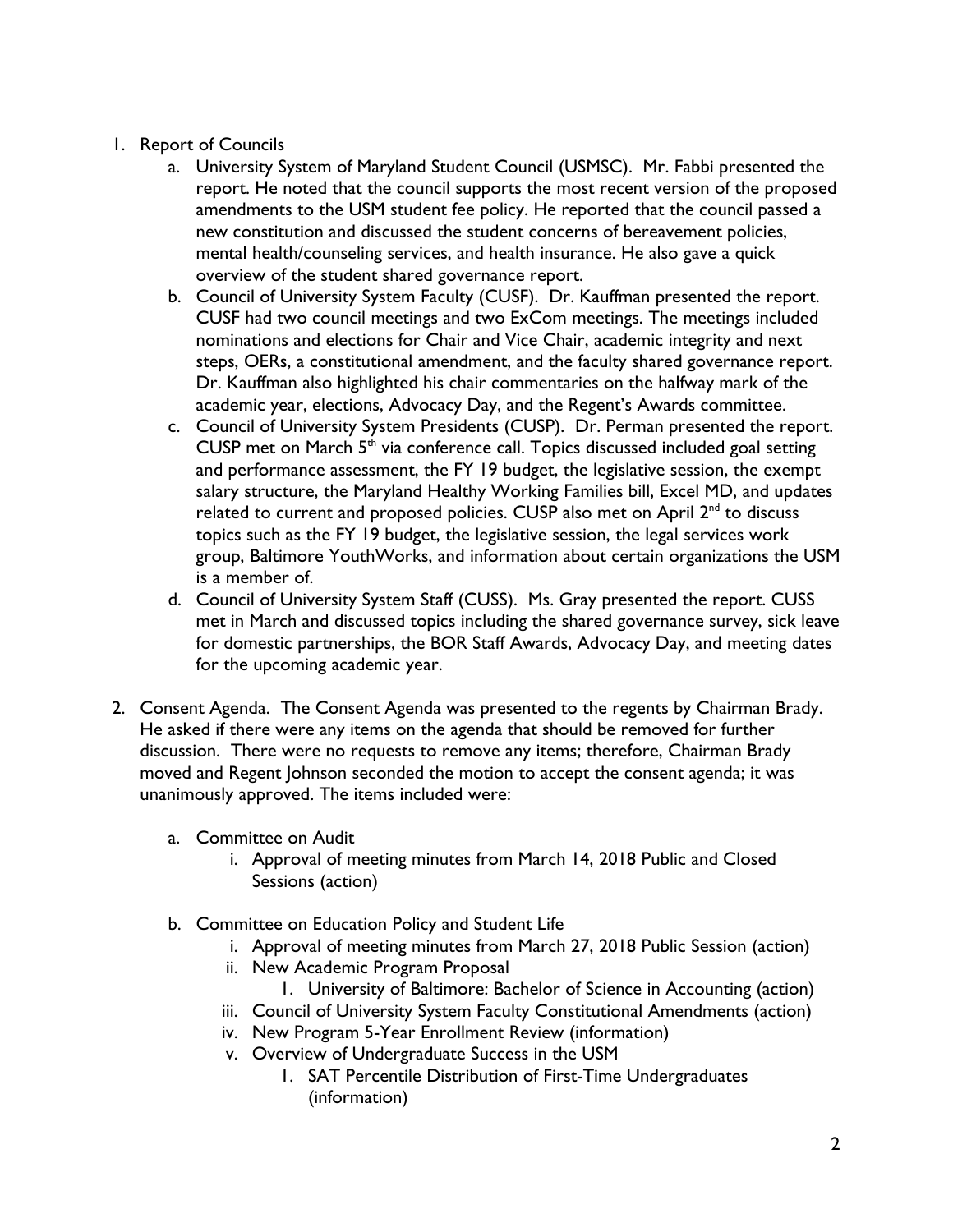1. Report of Councils
    a. University System of Maryland Student Council (USMSC). Mr. Fabbi presented the report. He noted that the council supports the most recent version of the proposed amendments to the USM student fee policy. He reported that the council passed a new constitution and discussed the student concerns of bereavement policies, mental health/counseling services, and health insurance. He also gave a quick overview of the student shared governance report.
    b. Council of University System Faculty (CUSF). Dr. Kauffman presented the report. CUSF had two council meetings and two ExCom meetings. The meetings included nominations and elections for Chair and Vice Chair, academic integrity and next steps, OERs, a constitutional amendment, and the faculty shared governance report. Dr. Kauffman also highlighted his chair commentaries on the halfway mark of the academic year, elections, Advocacy Day, and the Regent's Awards committee.
    c. Council of University System Presidents (CUSP). Dr. Perman presented the report. CUSP met on March 5th via conference call. Topics discussed included goal setting and performance assessment, the FY 19 budget, the legislative session, the exempt salary structure, the Maryland Healthy Working Families bill, Excel MD, and updates related to current and proposed policies. CUSP also met on April 2nd to discuss topics such as the FY 19 budget, the legislative session, the legal services work group, Baltimore YouthWorks, and information about certain organizations the USM is a member of.
    d. Council of University System Staff (CUSS). Ms. Gray presented the report. CUSS met in March and discussed topics including the shared governance survey, sick leave for domestic partnerships, the BOR Staff Awards, Advocacy Day, and meeting dates for the upcoming academic year.

2. Consent Agenda. The Consent Agenda was presented to the regents by Chairman Brady. He asked if there were any items on the agenda that should be removed for further discussion. There were no requests to remove any items; therefore, Chairman Brady moved and Regent Johnson seconded the motion to accept the consent agenda; it was unanimously approved. The items included were:

    a. Committee on Audit
        i. Approval of meeting minutes from March 14, 2018 Public and Closed Sessions (action)

    b. Committee on Education Policy and Student Life
        i. Approval of meeting minutes from March 27, 2018 Public Session (action)
        ii. New Academic Program Proposal
            1. University of Baltimore: Bachelor of Science in Accounting (action)
        iii. Council of University System Faculty Constitutional Amendments (action)
        iv. New Program 5-Year Enrollment Review (information)
        v. Overview of Undergraduate Success in the USM
            1. SAT Percentile Distribution of First-Time Undergraduates (information)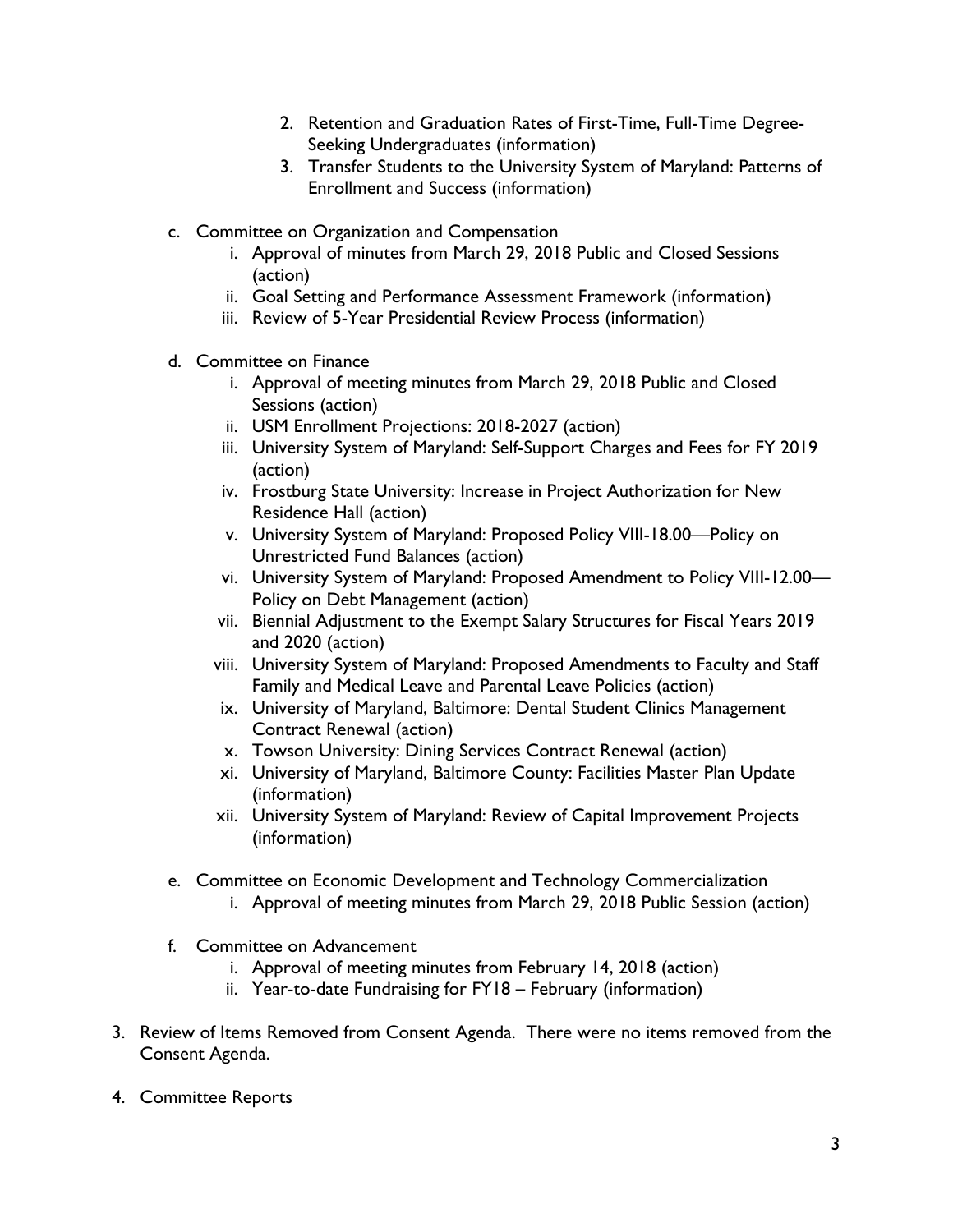2. Retention and Graduation Rates of First-Time, Full-Time Degree-Seeking Undergraduates (information)
3. Transfer Students to the University System of Maryland: Patterns of Enrollment and Success (information)

c. Committee on Organization and Compensation
   i. Approval of minutes from March 29, 2018 Public and Closed Sessions (action)
   ii. Goal Setting and Performance Assessment Framework (information)
   iii. Review of 5-Year Presidential Review Process (information)

d. Committee on Finance
   i. Approval of meeting minutes from March 29, 2018 Public and Closed Sessions (action)
   ii. USM Enrollment Projections: 2018-2027 (action)
   iii. University System of Maryland: Self-Support Charges and Fees for FY 2019 (action)
   iv. Frostburg State University: Increase in Project Authorization for New Residence Hall (action)
   v. University System of Maryland: Proposed Policy VIII-18.00—Policy on Unrestricted Fund Balances (action)
   vi. University System of Maryland: Proposed Amendment to Policy VIII-12.00—Policy on Debt Management (action)
   vii. Biennial Adjustment to the Exempt Salary Structures for Fiscal Years 2019 and 2020 (action)
   viii. University System of Maryland: Proposed Amendments to Faculty and Staff Family and Medical Leave and Parental Leave Policies (action)
   ix. University of Maryland, Baltimore: Dental Student Clinics Management Contract Renewal (action)
   x. Towson University: Dining Services Contract Renewal (action)
   xi. University of Maryland, Baltimore County: Facilities Master Plan Update (information)
   xii. University System of Maryland: Review of Capital Improvement Projects (information)

e. Committee on Economic Development and Technology Commercialization
   i. Approval of meeting minutes from March 29, 2018 Public Session (action)

f. Committee on Advancement
   i. Approval of meeting minutes from February 14, 2018 (action)
   ii. Year-to-date Fundraising for FY18 – February (information)

3. Review of Items Removed from Consent Agenda. There were no items removed from the Consent Agenda.

4. Committee Reports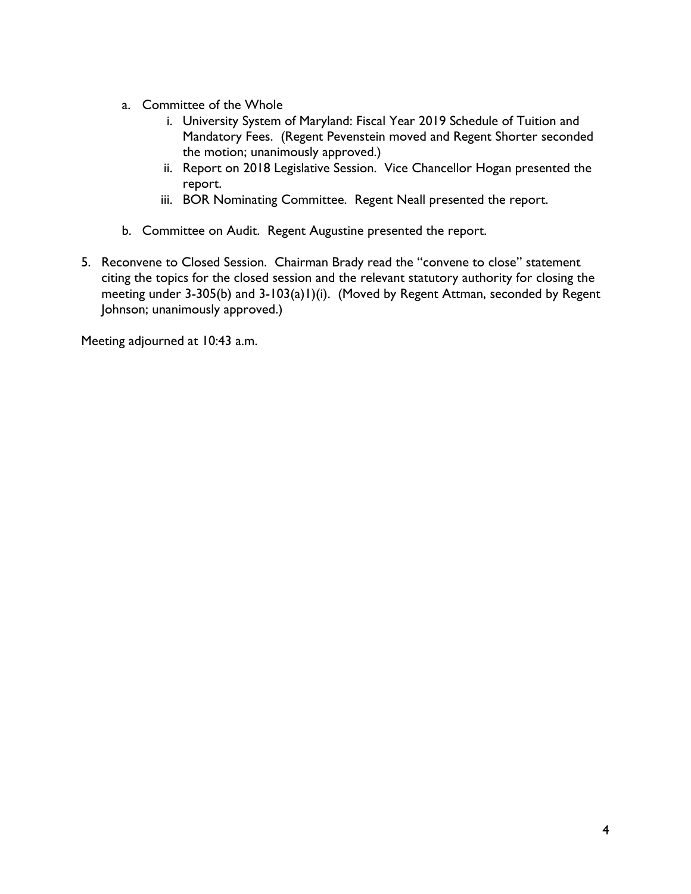a. Committee of the Whole
   i. University System of Maryland: Fiscal Year 2019 Schedule of Tuition and Mandatory Fees. (Regent Pevenstein moved and Regent Shorter seconded the motion; unanimously approved.)
   ii. Report on 2018 Legislative Session. Vice Chancellor Hogan presented the report.
   iii. BOR Nominating Committee. Regent Neall presented the report.

b. Committee on Audit. Regent Augustine presented the report.

5. Reconvene to Closed Session. Chairman Brady read the "convene to close" statement citing the topics for the closed session and the relevant statutory authority for closing the meeting under 3-305(b) and 3-103(a)1)(i). (Moved by Regent Attman, seconded by Regent Johnson; unanimously approved.)

Meeting adjourned at 10:43 a.m.